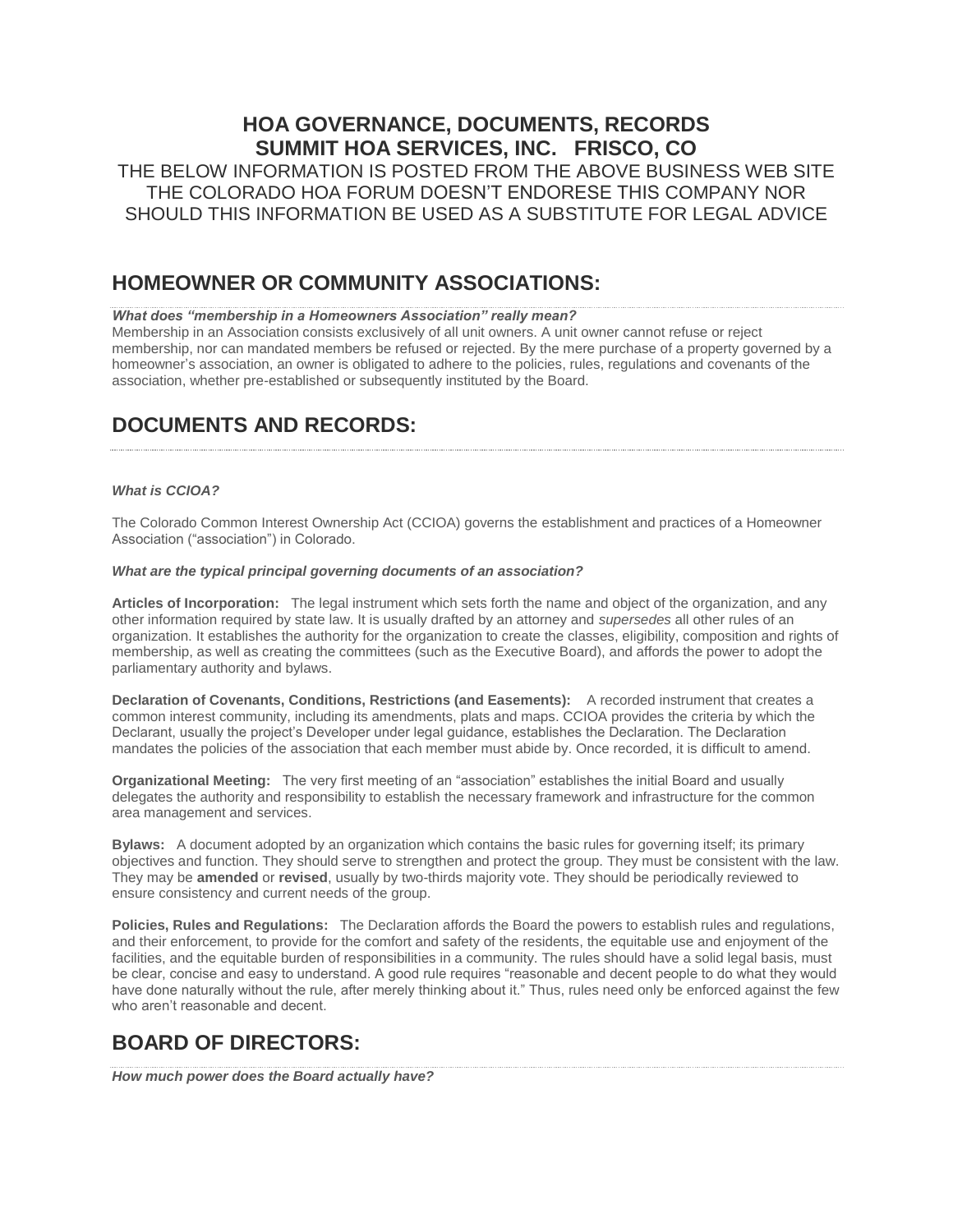# HOA GOVERNANCE, DOCUMENTS, RECORDS
# SUMMIT HOA SERVICES, INC. FRISCO, CO

THE BELOW INFORMATION IS POSTED FROM THE ABOVE BUSINESS WEB SITE
THE COLORADO HOA FORUM DOESN'T ENDORESE THIS COMPANY NOR
SHOULD THIS INFORMATION BE USED AS A SUBSTITUTE FOR LEGAL ADVICE

## HOMEOWNER OR COMMUNITY ASSOCIATIONS:

***What does "membership in a Homeowners Association" really mean?***

Membership in an Association consists exclusively of all unit owners. A unit owner cannot refuse or reject membership, nor can mandated members be refused or rejected. By the mere purchase of a property governed by a homeowner's association, an owner is obligated to adhere to the policies, rules, regulations and covenants of the association, whether pre-established or subsequently instituted by the Board.

## DOCUMENTS AND RECORDS:

***What is CCIOA?***

The Colorado Common Interest Ownership Act (CCIOA) governs the establishment and practices of a Homeowner Association ("association") in Colorado.

***What are the typical principal governing documents of an association?***

**Articles of Incorporation:** The legal instrument which sets forth the name and object of the organization, and any other information required by state law. It is usually drafted by an attorney and *supersedes* all other rules of an organization. It establishes the authority for the organization to create the classes, eligibility, composition and rights of membership, as well as creating the committees (such as the Executive Board), and affords the power to adopt the parliamentary authority and bylaws.

**Declaration of Covenants, Conditions, Restrictions (and Easements):** A recorded instrument that creates a common interest community, including its amendments, plats and maps. CCIOA provides the criteria by which the Declarant, usually the project's Developer under legal guidance, establishes the Declaration. The Declaration mandates the policies of the association that each member must abide by. Once recorded, it is difficult to amend.

**Organizational Meeting:** The very first meeting of an "association" establishes the initial Board and usually delegates the authority and responsibility to establish the necessary framework and infrastructure for the common area management and services.

**Bylaws:** A document adopted by an organization which contains the basic rules for governing itself; its primary objectives and function. They should serve to strengthen and protect the group. They must be consistent with the law. They may be **amended** or **revised**, usually by two-thirds majority vote. They should be periodically reviewed to ensure consistency and current needs of the group.

**Policies, Rules and Regulations:** The Declaration affords the Board the powers to establish rules and regulations, and their enforcement, to provide for the comfort and safety of the residents, the equitable use and enjoyment of the facilities, and the equitable burden of responsibilities in a community. The rules should have a solid legal basis, must be clear, concise and easy to understand. A good rule requires "reasonable and decent people to do what they would have done naturally without the rule, after merely thinking about it." Thus, rules need only be enforced against the few who aren't reasonable and decent.

## BOARD OF DIRECTORS:

***How much power does the Board actually have?***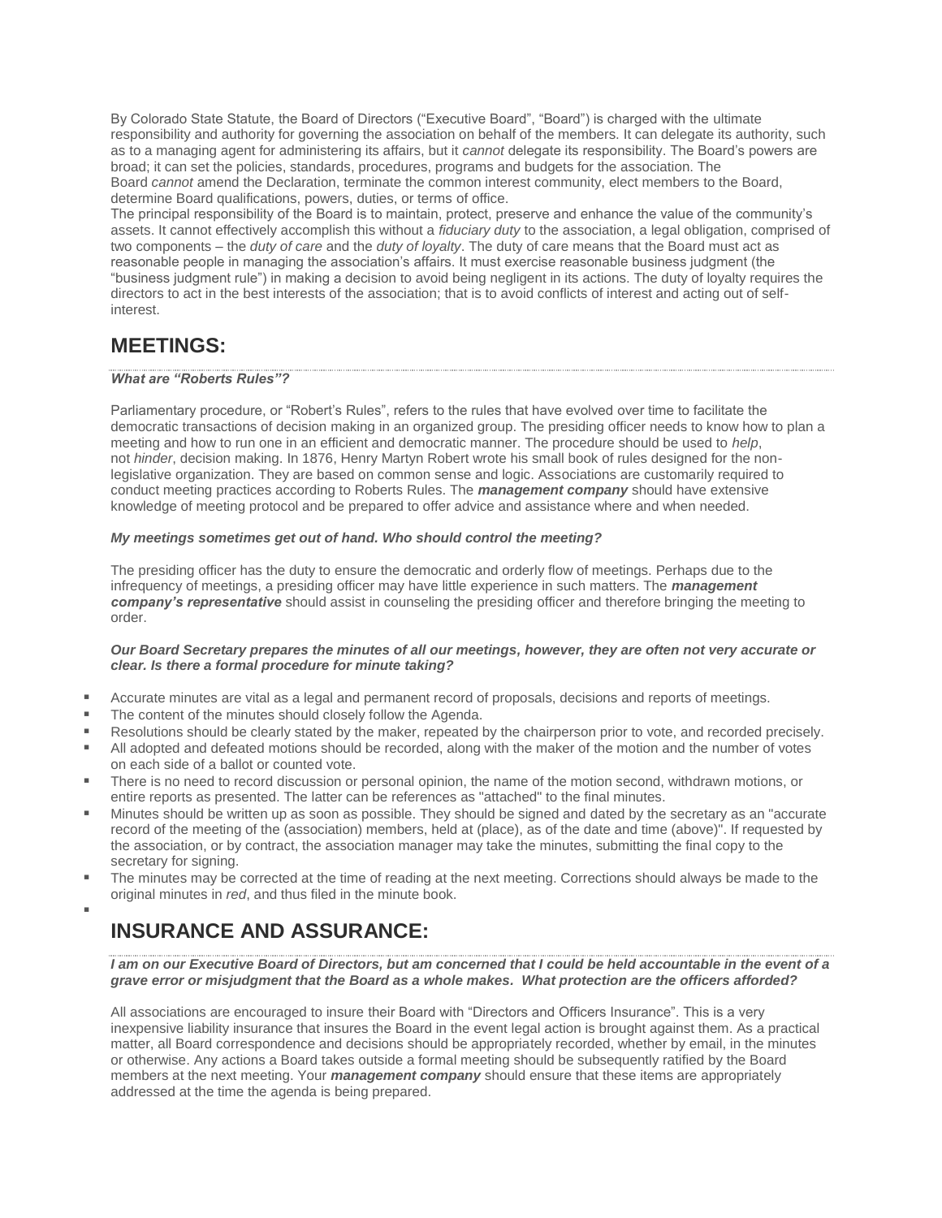By Colorado State Statute, the Board of Directors ("Executive Board", "Board") is charged with the ultimate responsibility and authority for governing the association on behalf of the members. It can delegate its authority, such as to a managing agent for administering its affairs, but it *cannot* delegate its responsibility. The Board's powers are broad; it can set the policies, standards, procedures, programs and budgets for the association. The Board *cannot* amend the Declaration, terminate the common interest community, elect members to the Board, determine Board qualifications, powers, duties, or terms of office.

The principal responsibility of the Board is to maintain, protect, preserve and enhance the value of the community's assets. It cannot effectively accomplish this without a *fiduciary duty* to the association, a legal obligation, comprised of two components – the *duty of care* and the *duty of loyalty*. The duty of care means that the Board must act as reasonable people in managing the association's affairs. It must exercise reasonable business judgment (the "business judgment rule") in making a decision to avoid being negligent in its actions. The duty of loyalty requires the directors to act in the best interests of the association; that is to avoid conflicts of interest and acting out of self-interest.

## MEETINGS:

***What are "Roberts Rules"?***

Parliamentary procedure, or "Robert's Rules", refers to the rules that have evolved over time to facilitate the democratic transactions of decision making in an organized group. The presiding officer needs to know how to plan a meeting and how to run one in an efficient and democratic manner. The procedure should be used to *help*, not *hinder*, decision making. In 1876, Henry Martyn Robert wrote his small book of rules designed for the non-legislative organization. They are based on common sense and logic. Associations are customarily required to conduct meeting practices according to Roberts Rules. The ***management company*** should have extensive knowledge of meeting protocol and be prepared to offer advice and assistance where and when needed.

***My meetings sometimes get out of hand. Who should control the meeting?***

The presiding officer has the duty to ensure the democratic and orderly flow of meetings. Perhaps due to the infrequency of meetings, a presiding officer may have little experience in such matters. The ***management company's representative*** should assist in counseling the presiding officer and therefore bringing the meeting to order.

***Our Board Secretary prepares the minutes of all our meetings, however, they are often not very accurate or clear. Is there a formal procedure for minute taking?***

- Accurate minutes are vital as a legal and permanent record of proposals, decisions and reports of meetings.
- The content of the minutes should closely follow the Agenda.
- Resolutions should be clearly stated by the maker, repeated by the chairperson prior to vote, and recorded precisely.
- All adopted and defeated motions should be recorded, along with the maker of the motion and the number of votes on each side of a ballot or counted vote.
- There is no need to record discussion or personal opinion, the name of the motion second, withdrawn motions, or entire reports as presented. The latter can be references as "attached" to the final minutes.
- Minutes should be written up as soon as possible. They should be signed and dated by the secretary as an "accurate record of the meeting of the (association) members, held at (place), as of the date and time (above)". If requested by the association, or by contract, the association manager may take the minutes, submitting the final copy to the secretary for signing.
- The minutes may be corrected at the time of reading at the next meeting. Corrections should always be made to the original minutes in *red*, and thus filed in the minute book.

## INSURANCE AND ASSURANCE:

***I am on our Executive Board of Directors, but am concerned that I could be held accountable in the event of a grave error or misjudgment that the Board as a whole makes. What protection are the officers afforded?***

All associations are encouraged to insure their Board with "Directors and Officers Insurance". This is a very inexpensive liability insurance that insures the Board in the event legal action is brought against them. As a practical matter, all Board correspondence and decisions should be appropriately recorded, whether by email, in the minutes or otherwise. Any actions a Board takes outside a formal meeting should be subsequently ratified by the Board members at the next meeting. Your ***management company*** should ensure that these items are appropriately addressed at the time the agenda is being prepared.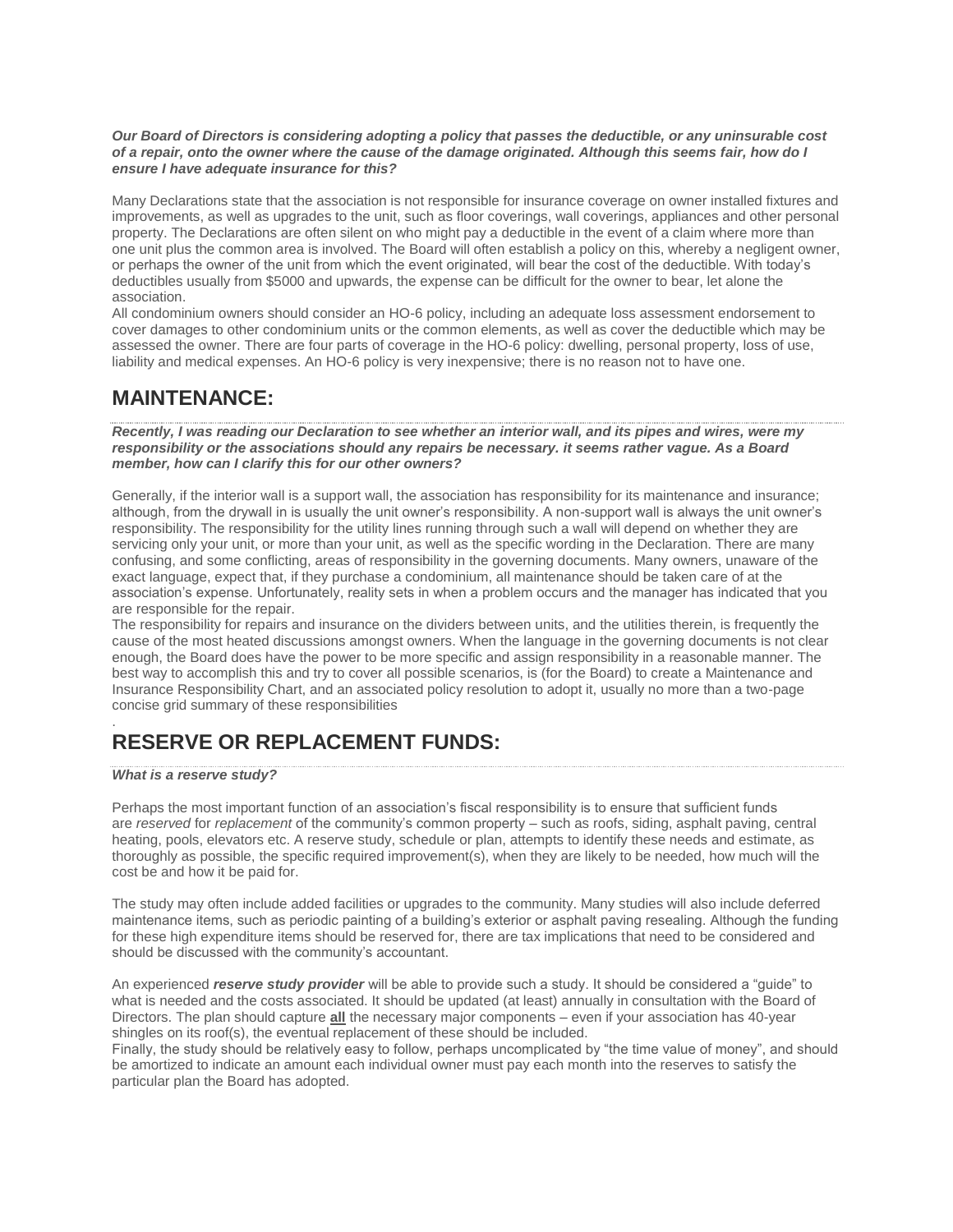***Our Board of Directors is considering adopting a policy that passes the deductible, or any uninsurable cost of a repair, onto the owner where the cause of the damage originated. Although this seems fair, how do I ensure I have adequate insurance for this?***

Many Declarations state that the association is not responsible for insurance coverage on owner installed fixtures and improvements, as well as upgrades to the unit, such as floor coverings, wall coverings, appliances and other personal property. The Declarations are often silent on who might pay a deductible in the event of a claim where more than one unit plus the common area is involved. The Board will often establish a policy on this, whereby a negligent owner, or perhaps the owner of the unit from which the event originated, will bear the cost of the deductible. With today's deductibles usually from $5000 and upwards, the expense can be difficult for the owner to bear, let alone the association.

All condominium owners should consider an HO-6 policy, including an adequate loss assessment endorsement to cover damages to other condominium units or the common elements, as well as cover the deductible which may be assessed the owner. There are four parts of coverage in the HO-6 policy: dwelling, personal property, loss of use, liability and medical expenses. An HO-6 policy is very inexpensive; there is no reason not to have one.

## MAINTENANCE:

***Recently, I was reading our Declaration to see whether an interior wall, and its pipes and wires, were my responsibility or the associations should any repairs be necessary. it seems rather vague. As a Board member, how can I clarify this for our other owners?***

Generally, if the interior wall is a support wall, the association has responsibility for its maintenance and insurance; although, from the drywall in is usually the unit owner's responsibility. A non-support wall is always the unit owner's responsibility. The responsibility for the utility lines running through such a wall will depend on whether they are servicing only your unit, or more than your unit, as well as the specific wording in the Declaration. There are many confusing, and some conflicting, areas of responsibility in the governing documents. Many owners, unaware of the exact language, expect that, if they purchase a condominium, all maintenance should be taken care of at the association's expense. Unfortunately, reality sets in when a problem occurs and the manager has indicated that you are responsible for the repair.

The responsibility for repairs and insurance on the dividers between units, and the utilities therein, is frequently the cause of the most heated discussions amongst owners. When the language in the governing documents is not clear enough, the Board does have the power to be more specific and assign responsibility in a reasonable manner. The best way to accomplish this and try to cover all possible scenarios, is (for the Board) to create a Maintenance and Insurance Responsibility Chart, and an associated policy resolution to adopt it, usually no more than a two-page concise grid summary of these responsibilities

.

## RESERVE OR REPLACEMENT FUNDS:

***What is a reserve study?***

Perhaps the most important function of an association's fiscal responsibility is to ensure that sufficient funds are *reserved* for *replacement* of the community's common property – such as roofs, siding, asphalt paving, central heating, pools, elevators etc. A reserve study, schedule or plan, attempts to identify these needs and estimate, as thoroughly as possible, the specific required improvement(s), when they are likely to be needed, how much will the cost be and how it be paid for.

The study may often include added facilities or upgrades to the community. Many studies will also include deferred maintenance items, such as periodic painting of a building's exterior or asphalt paving resealing. Although the funding for these high expenditure items should be reserved for, there are tax implications that need to be considered and should be discussed with the community's accountant.

An experienced ***reserve study provider*** will be able to provide such a study. It should be considered a "guide" to what is needed and the costs associated. It should be updated (at least) annually in consultation with the Board of Directors. The plan should capture **all** the necessary major components – even if your association has 40-year shingles on its roof(s), the eventual replacement of these should be included.

Finally, the study should be relatively easy to follow, perhaps uncomplicated by "the time value of money", and should be amortized to indicate an amount each individual owner must pay each month into the reserves to satisfy the particular plan the Board has adopted.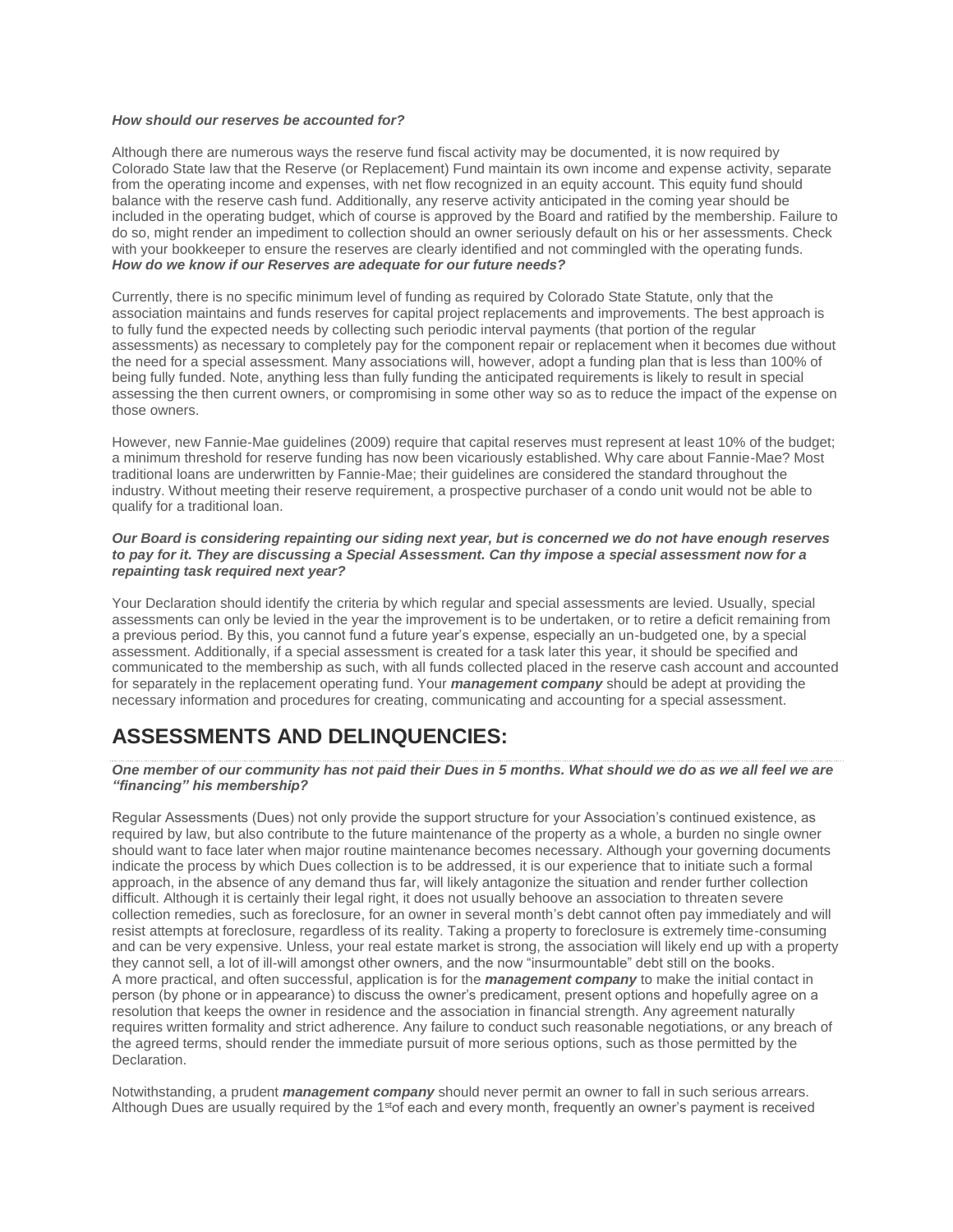***How should our reserves be accounted for?***

Although there are numerous ways the reserve fund fiscal activity may be documented, it is now required by Colorado State law that the Reserve (or Replacement) Fund maintain its own income and expense activity, separate from the operating income and expenses, with net flow recognized in an equity account. This equity fund should balance with the reserve cash fund. Additionally, any reserve activity anticipated in the coming year should be included in the operating budget, which of course is approved by the Board and ratified by the membership. Failure to do so, might render an impediment to collection should an owner seriously default on his or her assessments. Check with your bookkeeper to ensure the reserves are clearly identified and not commingled with the operating funds.

***How do we know if our Reserves are adequate for our future needs?***

Currently, there is no specific minimum level of funding as required by Colorado State Statute, only that the association maintains and funds reserves for capital project replacements and improvements. The best approach is to fully fund the expected needs by collecting such periodic interval payments (that portion of the regular assessments) as necessary to completely pay for the component repair or replacement when it becomes due without the need for a special assessment. Many associations will, however, adopt a funding plan that is less than 100% of being fully funded. Note, anything less than fully funding the anticipated requirements is likely to result in special assessing the then current owners, or compromising in some other way so as to reduce the impact of the expense on those owners.

However, new Fannie-Mae guidelines (2009) require that capital reserves must represent at least 10% of the budget; a minimum threshold for reserve funding has now been vicariously established. Why care about Fannie-Mae? Most traditional loans are underwritten by Fannie-Mae; their guidelines are considered the standard throughout the industry. Without meeting their reserve requirement, a prospective purchaser of a condo unit would not be able to qualify for a traditional loan.

***Our Board is considering repainting our siding next year, but is concerned we do not have enough reserves to pay for it. They are discussing a Special Assessment. Can thy impose a special assessment now for a repainting task required next year?***

Your Declaration should identify the criteria by which regular and special assessments are levied. Usually, special assessments can only be levied in the year the improvement is to be undertaken, or to retire a deficit remaining from a previous period. By this, you cannot fund a future year's expense, especially an un-budgeted one, by a special assessment. Additionally, if a special assessment is created for a task later this year, it should be specified and communicated to the membership as such, with all funds collected placed in the reserve cash account and accounted for separately in the replacement operating fund. Your ***management company*** should be adept at providing the necessary information and procedures for creating, communicating and accounting for a special assessment.

## ASSESSMENTS AND DELINQUENCIES:

***One member of our community has not paid their Dues in 5 months. What should we do as we all feel we are "financing" his membership?***

Regular Assessments (Dues) not only provide the support structure for your Association's continued existence, as required by law, but also contribute to the future maintenance of the property as a whole, a burden no single owner should want to face later when major routine maintenance becomes necessary. Although your governing documents indicate the process by which Dues collection is to be addressed, it is our experience that to initiate such a formal approach, in the absence of any demand thus far, will likely antagonize the situation and render further collection difficult. Although it is certainly their legal right, it does not usually behoove an association to threaten severe collection remedies, such as foreclosure, for an owner in several month's debt cannot often pay immediately and will resist attempts at foreclosure, regardless of its reality. Taking a property to foreclosure is extremely time-consuming and can be very expensive. Unless, your real estate market is strong, the association will likely end up with a property they cannot sell, a lot of ill-will amongst other owners, and the now "insurmountable" debt still on the books.

A more practical, and often successful, application is for the ***management company*** to make the initial contact in person (by phone or in appearance) to discuss the owner's predicament, present options and hopefully agree on a resolution that keeps the owner in residence and the association in financial strength. Any agreement naturally requires written formality and strict adherence. Any failure to conduct such reasonable negotiations, or any breach of the agreed terms, should render the immediate pursuit of more serious options, such as those permitted by the Declaration.

Notwithstanding, a prudent ***management company*** should never permit an owner to fall in such serious arrears. Although Dues are usually required by the 1st of each and every month, frequently an owner's payment is received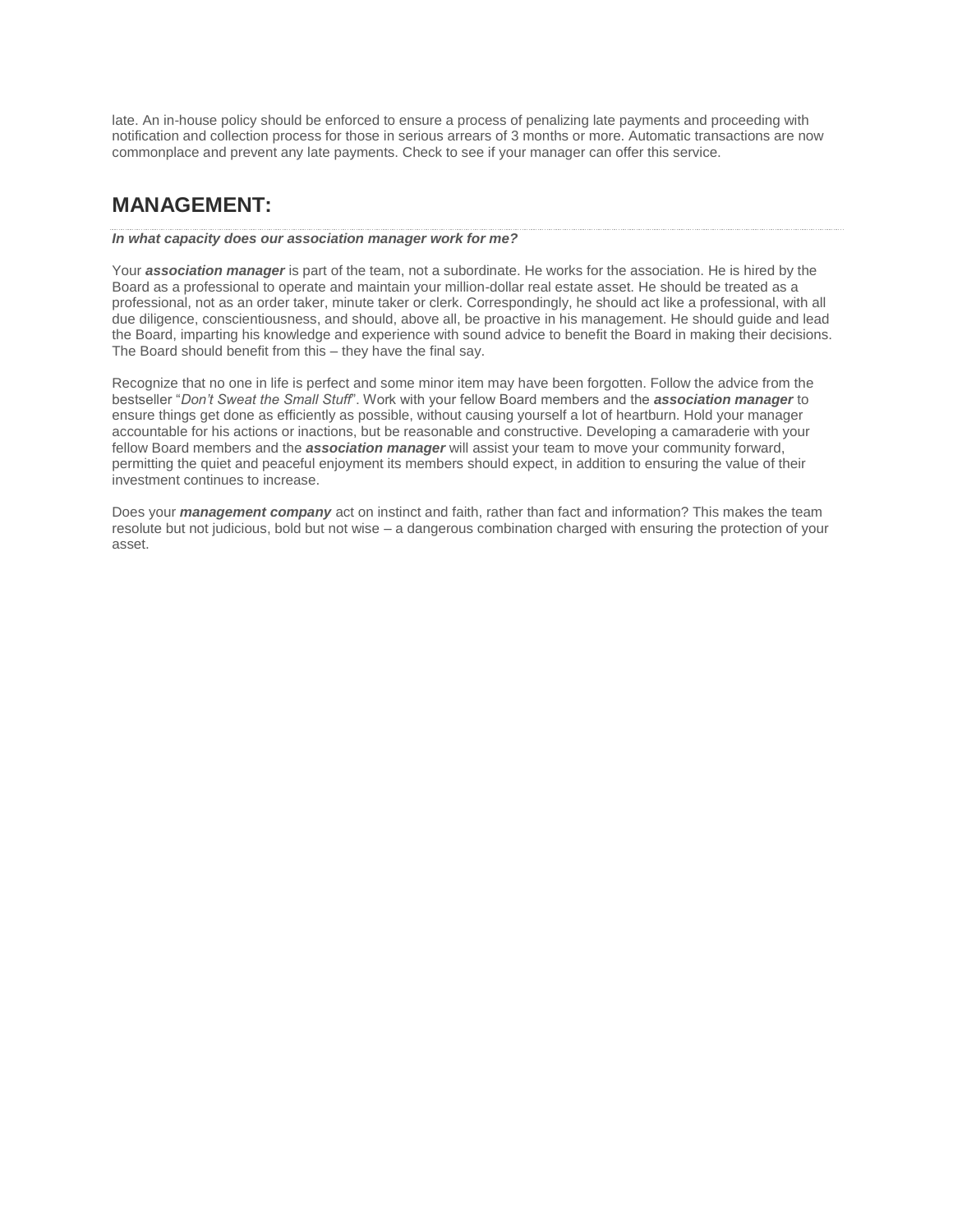late. An in-house policy should be enforced to ensure a process of penalizing late payments and proceeding with notification and collection process for those in serious arrears of 3 months or more. Automatic transactions are now commonplace and prevent any late payments. Check to see if your manager can offer this service.

## MANAGEMENT:

***In what capacity does our association manager work for me?***

Your ***association manager*** is part of the team, not a subordinate. He works for the association. He is hired by the Board as a professional to operate and maintain your million-dollar real estate asset. He should be treated as a professional, not as an order taker, minute taker or clerk. Correspondingly, he should act like a professional, with all due diligence, conscientiousness, and should, above all, be proactive in his management. He should guide and lead the Board, imparting his knowledge and experience with sound advice to benefit the Board in making their decisions. The Board should benefit from this – they have the final say.

Recognize that no one in life is perfect and some minor item may have been forgotten. Follow the advice from the bestseller "*Don't Sweat the Small Stuff*". Work with your fellow Board members and the ***association manager*** to ensure things get done as efficiently as possible, without causing yourself a lot of heartburn. Hold your manager accountable for his actions or inactions, but be reasonable and constructive. Developing a camaraderie with your fellow Board members and the ***association manager*** will assist your team to move your community forward, permitting the quiet and peaceful enjoyment its members should expect, in addition to ensuring the value of their investment continues to increase.

Does your ***management company*** act on instinct and faith, rather than fact and information? This makes the team resolute but not judicious, bold but not wise – a dangerous combination charged with ensuring the protection of your asset.